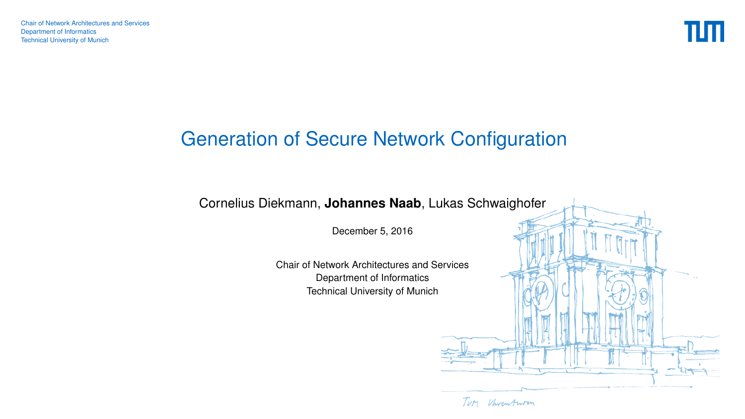Chair of Network Architectures and Services
Department of Informatics
Technical University of Munich

# Generation of Secure Network Configuration

Cornelius Diekmann, **Johannes Naab**, Lukas Schwaighofer

December 5, 2016

Chair of Network Architectures and Services
Department of Informatics
Technical University of Munich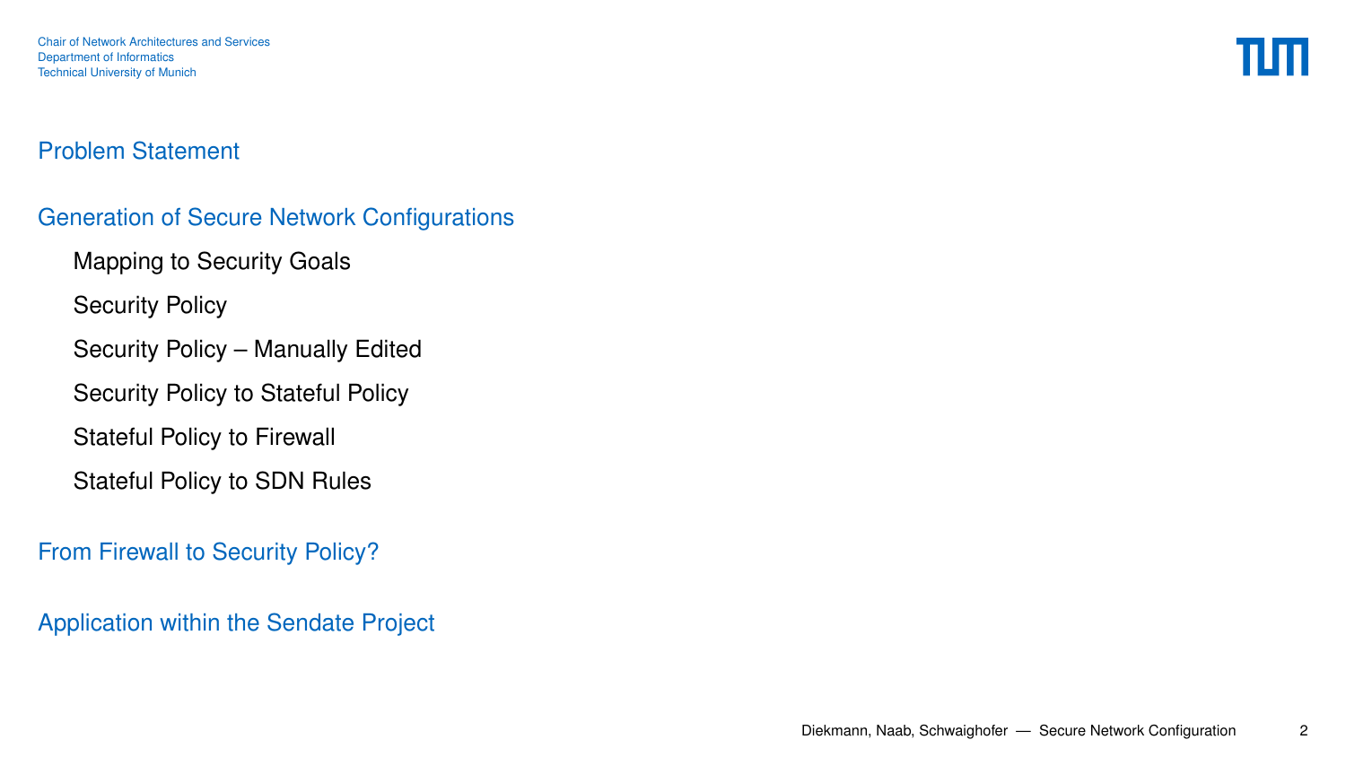## Problem Statement

## Generation of Secure Network Configurations

- Mapping to Security Goals
- Security Policy
- Security Policy – Manually Edited
- Security Policy to Stateful Policy
- Stateful Policy to Firewall
- Stateful Policy to SDN Rules

## From Firewall to Security Policy?

## Application within the Sendate Project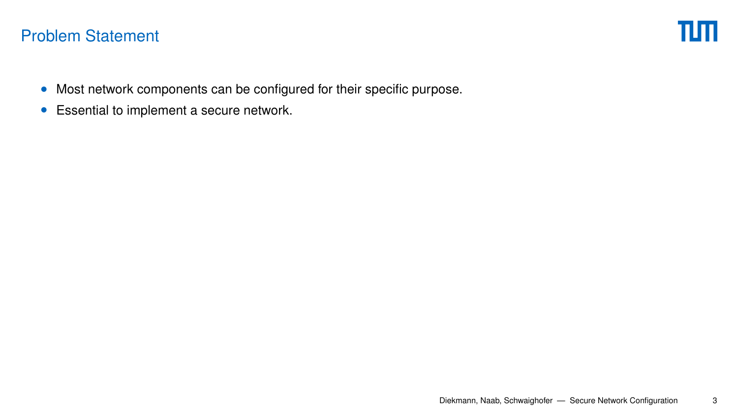## Problem Statement

- Most network components can be configured for their specific purpose.
- Essential to implement a secure network.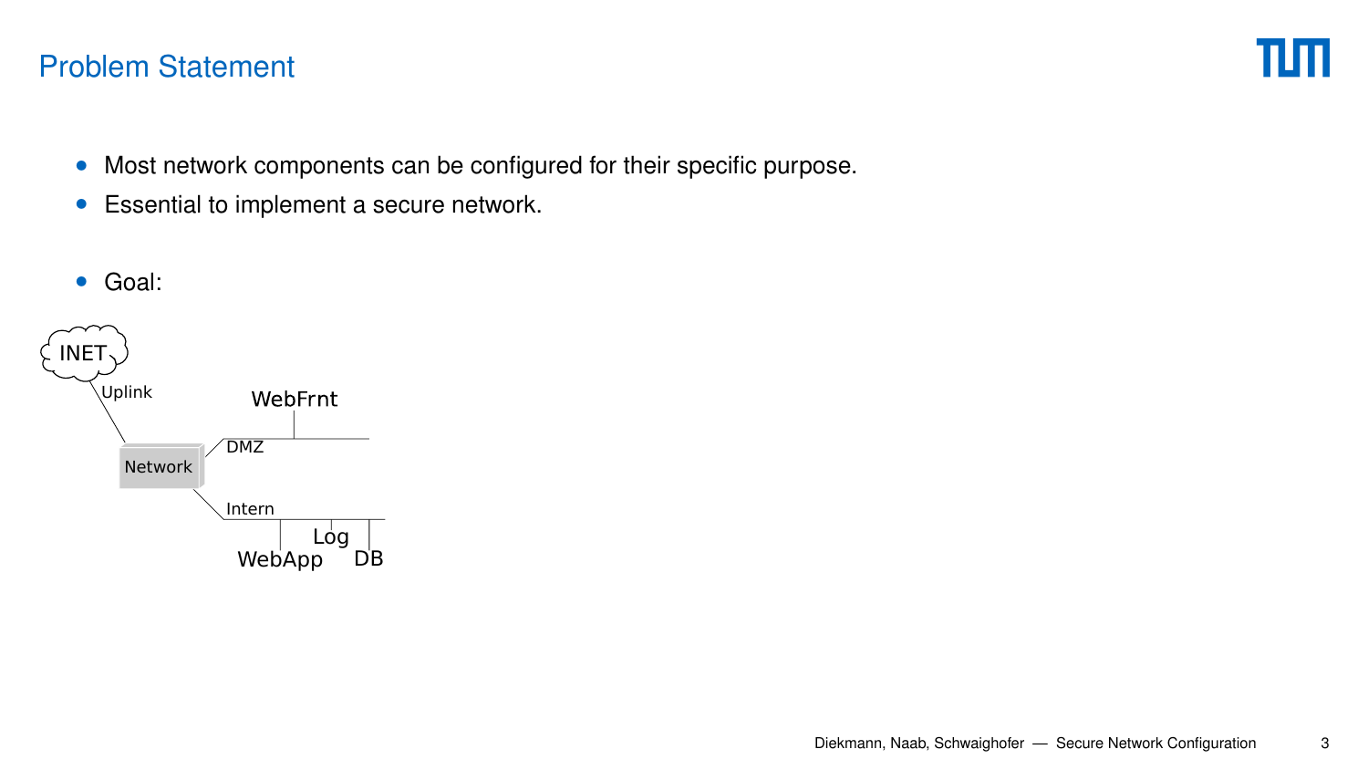# Problem Statement

- Most network components can be configured for their specific purpose.
- Essential to implement a secure network.

- Goal:

INET

Uplink

Network

DMZ

WebFrnt

Intern

WebApp

Log

DB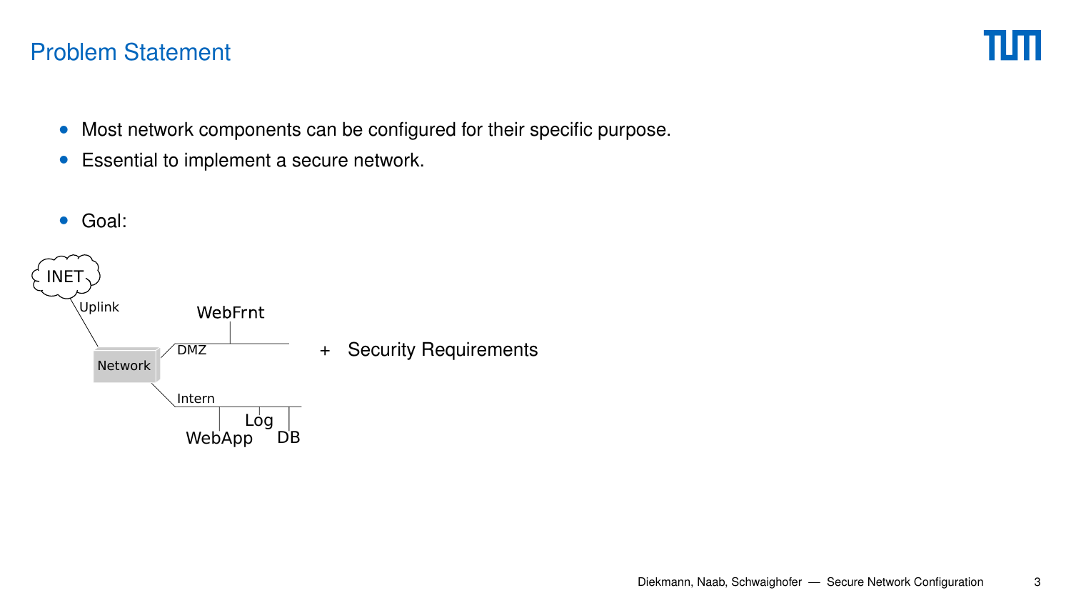# Problem Statement

- Most network components can be configured for their specific purpose.
- Essential to implement a secure network.
- Goal:

INET
Uplink
WebFrnt
DMZ
Network
Intern
Log
WebApp
DB

\+ Security Requirements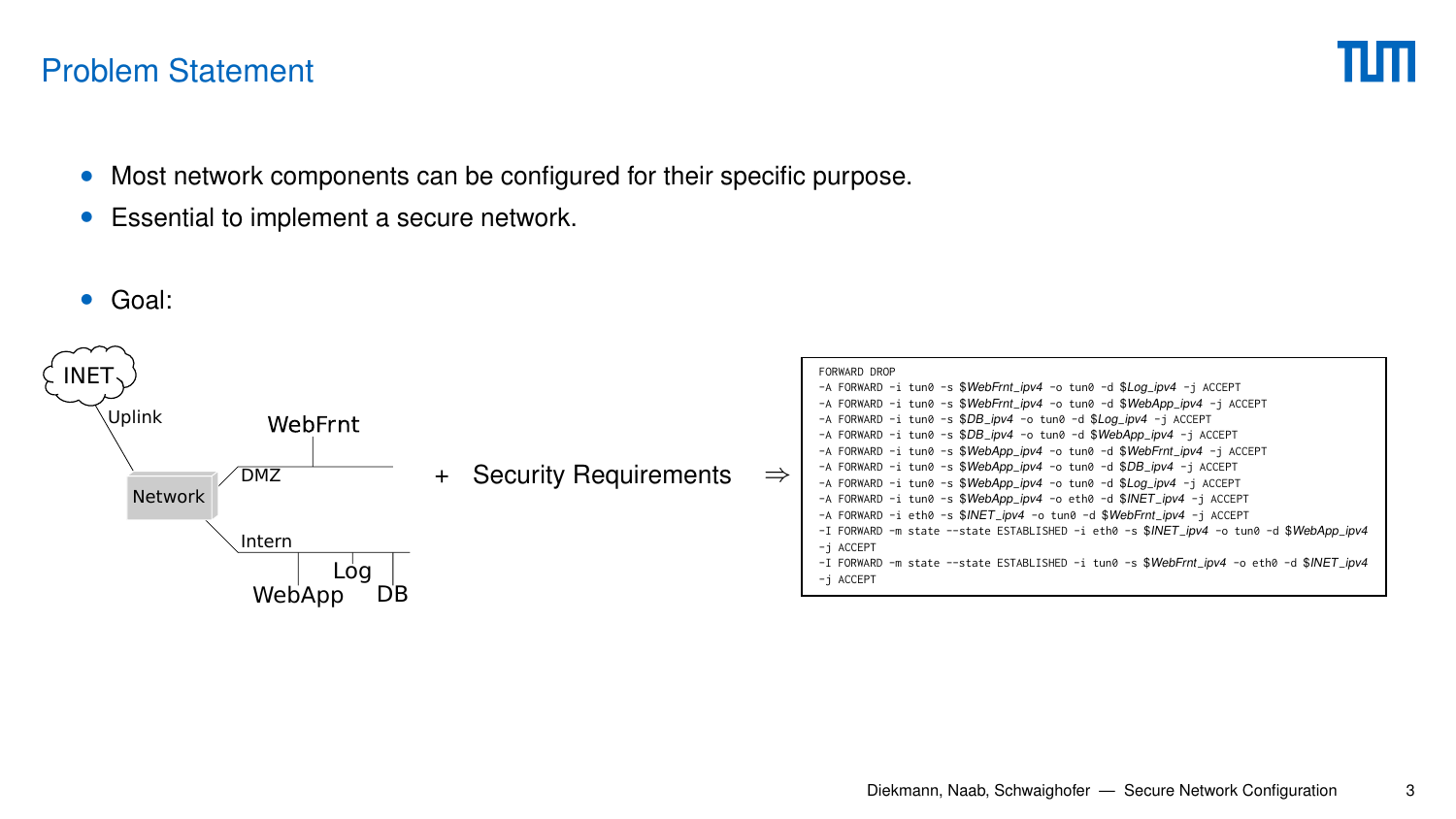# Problem Statement

- Most network components can be configured for their specific purpose.
- Essential to implement a secure network.

- Goal:

INET, Uplink, Network, DMZ, WebFrnt, Intern, WebApp, Log, DB

+ Security Requirements ⇒

```
FORWARD DROP
-A FORWARD -i tun0 -s $WebFrnt_ipv4 -o tun0 -d $Log_ipv4 -j ACCEPT
-A FORWARD -i tun0 -s $WebFrnt_ipv4 -o tun0 -d $WebApp_ipv4 -j ACCEPT
-A FORWARD -i tun0 -s $DB_ipv4 -o tun0 -d $Log_ipv4 -j ACCEPT
-A FORWARD -i tun0 -s $DB_ipv4 -o tun0 -d $WebApp_ipv4 -j ACCEPT
-A FORWARD -i tun0 -s $WebApp_ipv4 -o tun0 -d $WebFrnt_ipv4 -j ACCEPT
-A FORWARD -i tun0 -s $WebApp_ipv4 -o tun0 -d $DB_ipv4 -j ACCEPT
-A FORWARD -i tun0 -s $WebApp_ipv4 -o tun0 -d $Log_ipv4 -j ACCEPT
-A FORWARD -i tun0 -s $WebApp_ipv4 -o eth0 -d $INET_ipv4 -j ACCEPT
-A FORWARD -i eth0 -s $INET_ipv4 -o tun0 -d $WebFrnt_ipv4 -j ACCEPT
-I FORWARD -m state --state ESTABLISHED -i eth0 -s $INET_ipv4 -o tun0 -d $WebApp_ipv4
-j ACCEPT
-I FORWARD -m state --state ESTABLISHED -i tun0 -s $WebFrnt_ipv4 -o eth0 -d $INET_ipv4
-j ACCEPT
```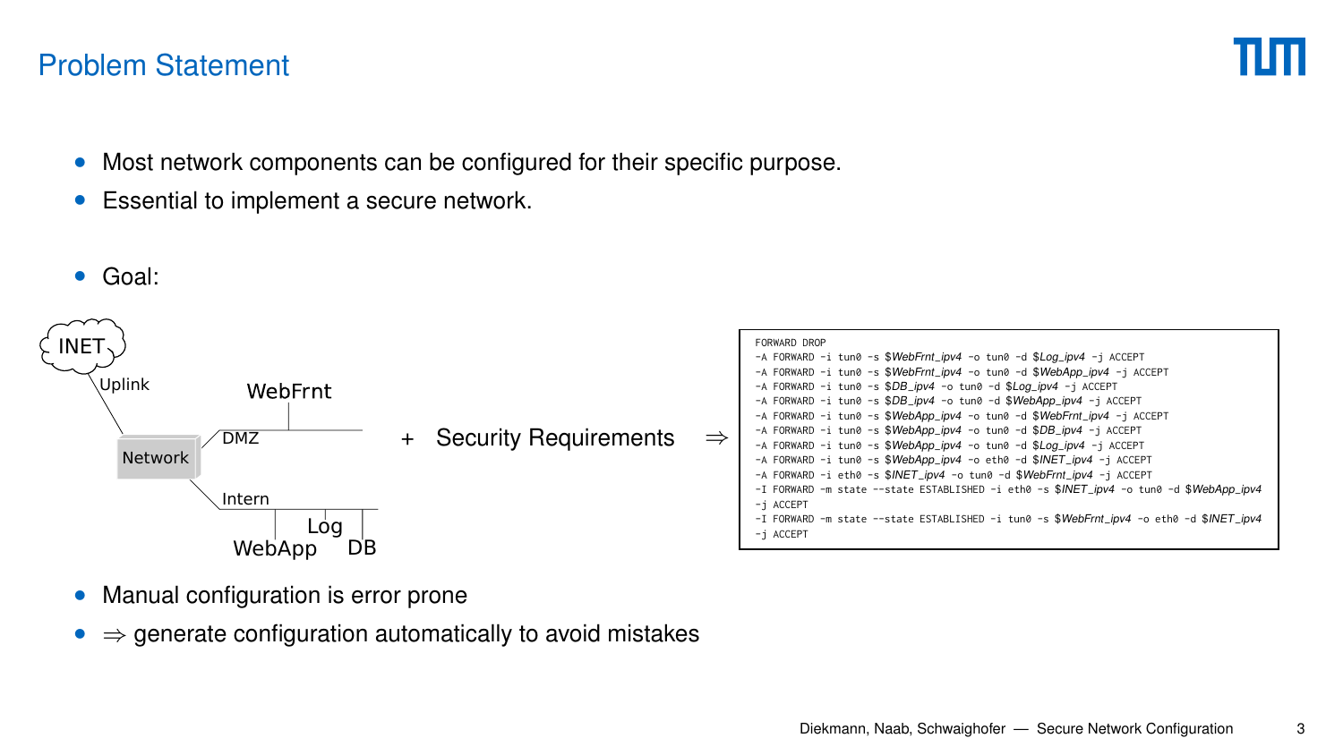# Problem Statement

- Most network components can be configured for their specific purpose.
- Essential to implement a secure network.

- Goal:

INET — Uplink — Network — DMZ (WebFrnt); Intern (WebApp, Log, DB)

+ Security Requirements ⇒

```
FORWARD DROP
-A FORWARD -i tun0 -s $WebFrnt_ipv4 -o tun0 -d $Log_ipv4 -j ACCEPT
-A FORWARD -i tun0 -s $WebFrnt_ipv4 -o tun0 -d $WebApp_ipv4 -j ACCEPT
-A FORWARD -i tun0 -s $DB_ipv4 -o tun0 -d $Log_ipv4 -j ACCEPT
-A FORWARD -i tun0 -s $DB_ipv4 -o tun0 -d $WebApp_ipv4 -j ACCEPT
-A FORWARD -i tun0 -s $WebApp_ipv4 -o tun0 -d $WebFrnt_ipv4 -j ACCEPT
-A FORWARD -i tun0 -s $WebApp_ipv4 -o tun0 -d $DB_ipv4 -j ACCEPT
-A FORWARD -i tun0 -s $WebApp_ipv4 -o tun0 -d $Log_ipv4 -j ACCEPT
-A FORWARD -i tun0 -s $WebApp_ipv4 -o eth0 -d $INET_ipv4 -j ACCEPT
-A FORWARD -i eth0 -s $INET_ipv4 -o tun0 -d $WebFrnt_ipv4 -j ACCEPT
-I FORWARD -m state --state ESTABLISHED -i eth0 -s $INET_ipv4 -o tun0 -d $WebApp_ipv4
-j ACCEPT
-I FORWARD -m state --state ESTABLISHED -i tun0 -s $WebFrnt_ipv4 -o eth0 -d $INET_ipv4
-j ACCEPT
```

- Manual configuration is error prone
- ⇒ generate configuration automatically to avoid mistakes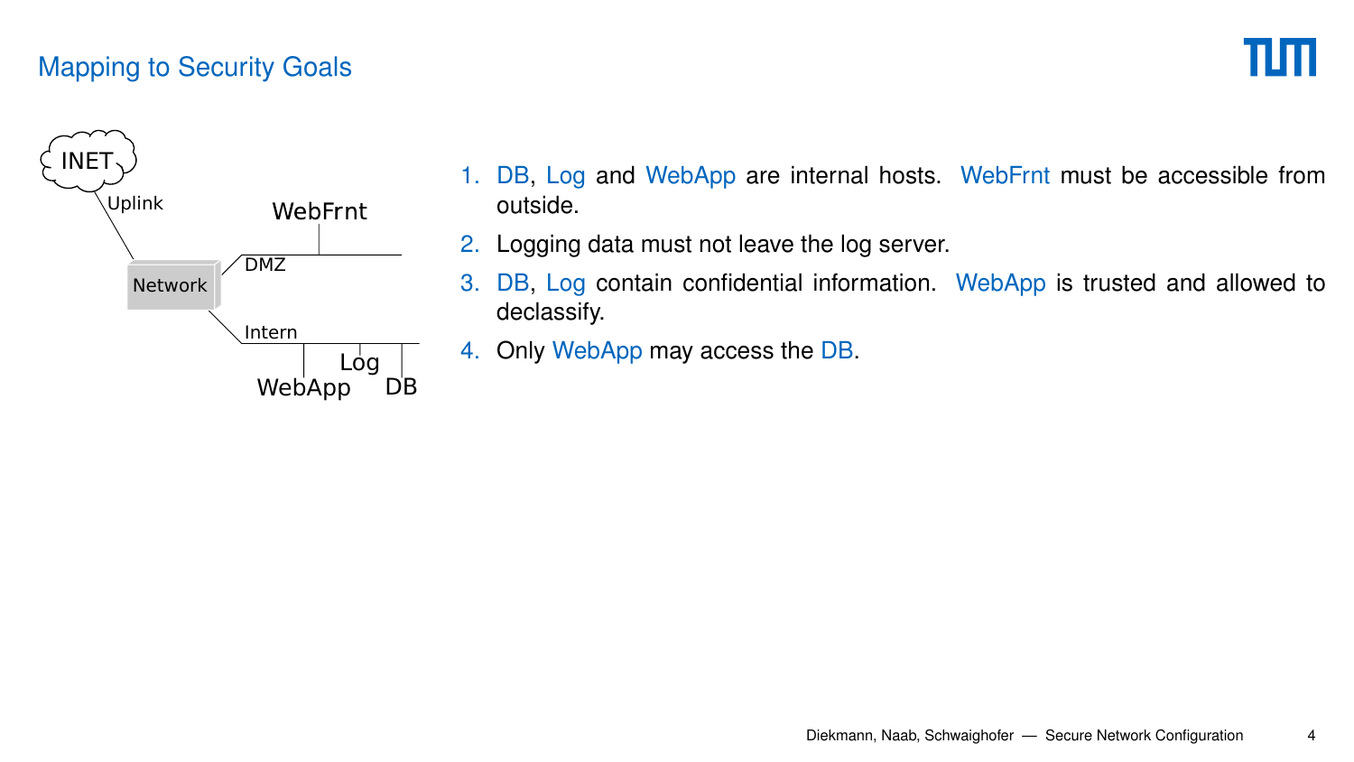# Mapping to Security Goals

1. DB, Log and WebApp are internal hosts. WebFrnt must be accessible from outside.
2. Logging data must not leave the log server.
3. DB, Log contain confidential information. WebApp is trusted and allowed to declassify.
4. Only WebApp may access the DB.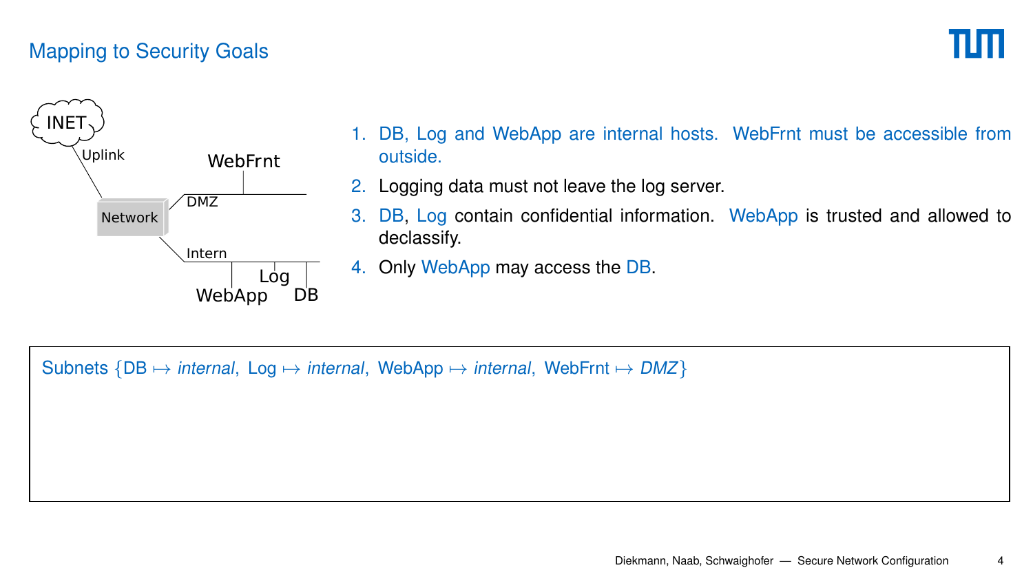## Mapping to Security Goals

INET

Uplink

Network

DMZ

WebFrnt

Intern

WebApp

Log

DB

1. DB, Log and WebApp are internal hosts. WebFrnt must be accessible from outside.
2. Logging data must not leave the log server.
3. DB, Log contain confidential information. WebApp is trusted and allowed to declassify.
4. Only WebApp may access the DB.

Subnets $\{$DB $\mapsto$ *internal*, Log $\mapsto$ *internal*, WebApp $\mapsto$ *internal*, WebFrnt $\mapsto$ *DMZ*$\}$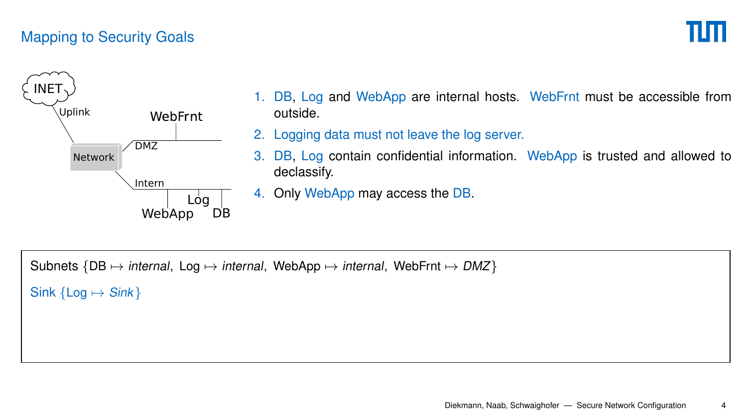# Mapping to Security Goals

1. DB, Log and WebApp are internal hosts. WebFrnt must be accessible from outside.
2. Logging data must not leave the log server.
3. DB, Log contain confidential information. WebApp is trusted and allowed to declassify.
4. Only WebApp may access the DB.

Subnets $\{\text{DB} \mapsto \textit{internal},\ \text{Log} \mapsto \textit{internal},\ \text{WebApp} \mapsto \textit{internal},\ \text{WebFrnt} \mapsto \textit{DMZ}\}$

Sink $\{\text{Log} \mapsto \textit{Sink}\}$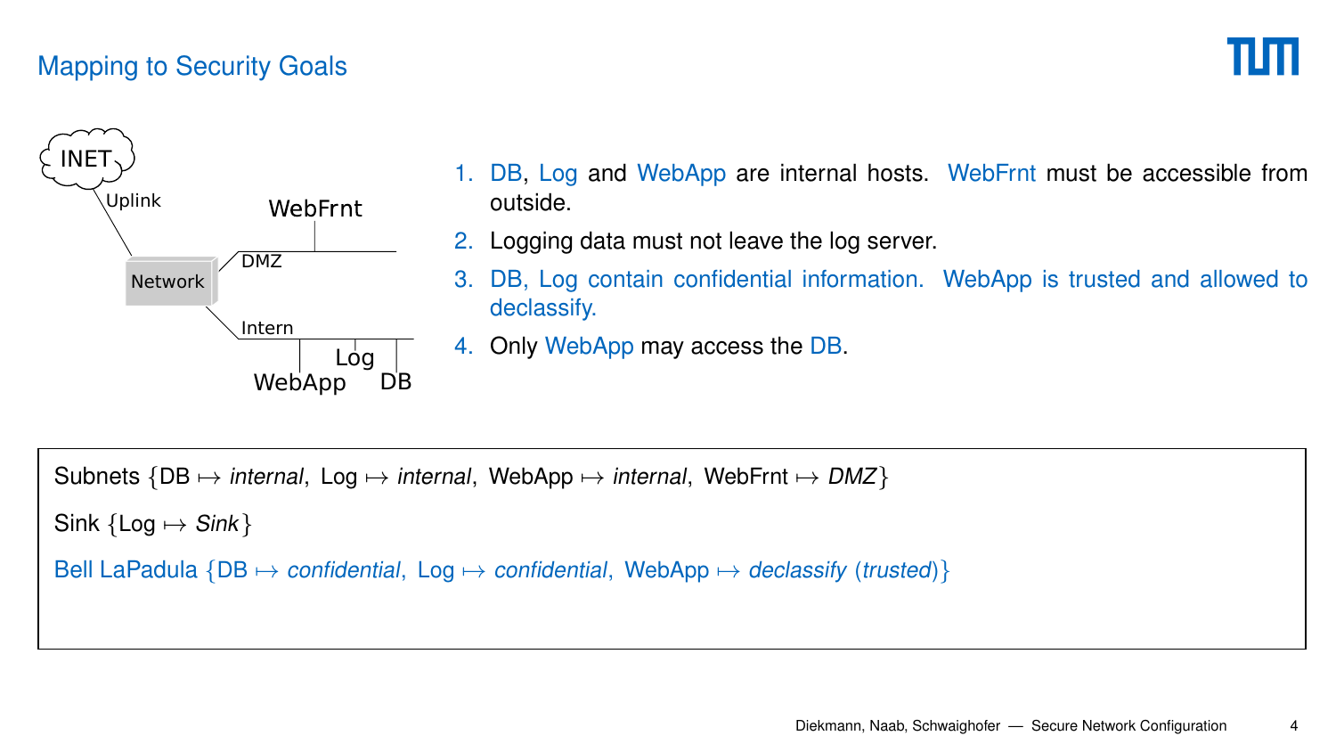# Mapping to Security Goals

INET

Uplink

Network

DMZ

WebFrnt

Intern

WebApp

Log

DB

1. DB, Log and WebApp are internal hosts. WebFrnt must be accessible from outside.
2. Logging data must not leave the log server.
3. DB, Log contain confidential information. WebApp is trusted and allowed to declassify.
4. Only WebApp may access the DB.

Subnets $\{\text{DB} \mapsto \textit{internal},\ \text{Log} \mapsto \textit{internal},\ \text{WebApp} \mapsto \textit{internal},\ \text{WebFrnt} \mapsto \textit{DMZ}\}$

Sink $\{\text{Log} \mapsto \textit{Sink}\}$

Bell LaPadula $\{\text{DB} \mapsto \textit{confidential},\ \text{Log} \mapsto \textit{confidential},\ \text{WebApp} \mapsto \textit{declassify}\ (\textit{trusted})\}$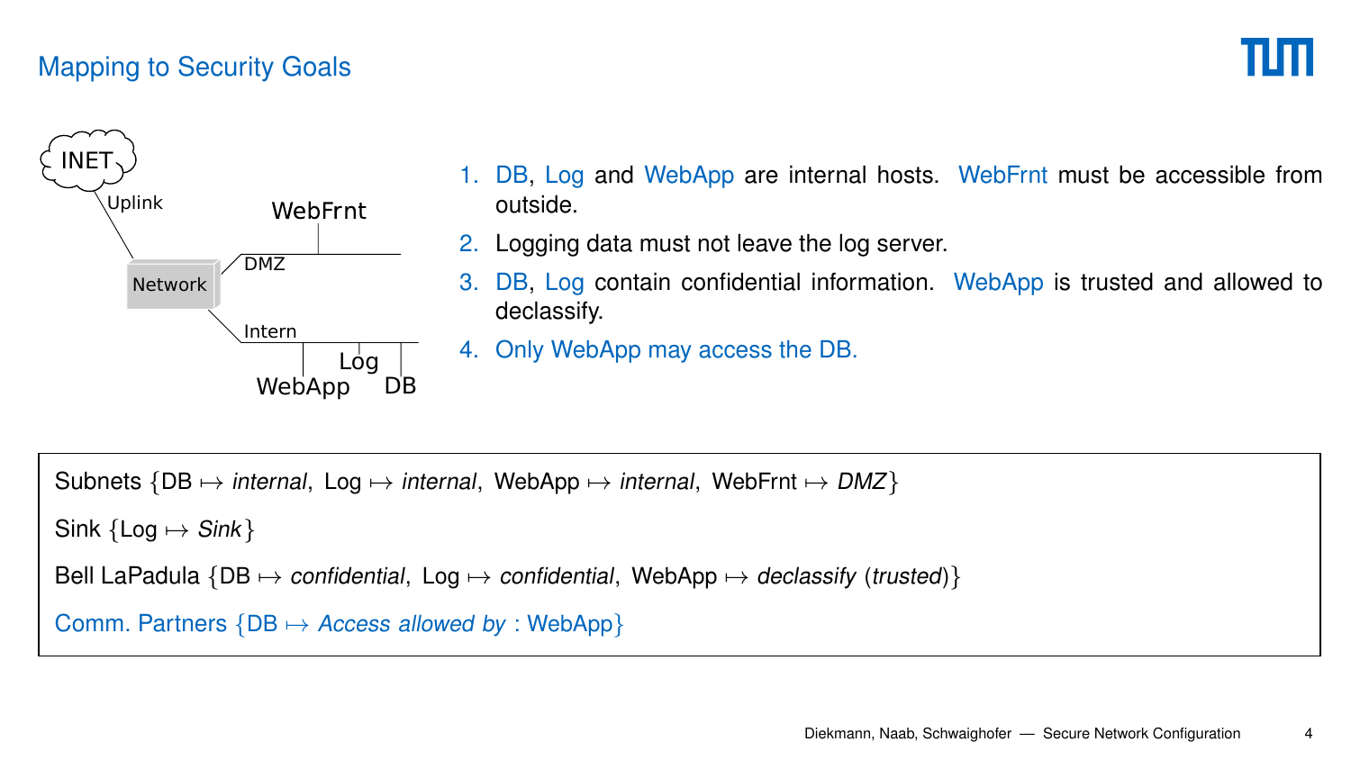## Mapping to Security Goals

INET

Uplink

Network

DMZ

WebFrnt

Intern

Log

WebApp

DB

1. DB, Log and WebApp are internal hosts. WebFrnt must be accessible from outside.
2. Logging data must not leave the log server.
3. DB, Log contain confidential information. WebApp is trusted and allowed to declassify.
4. Only WebApp may access the DB.

Subnets $\{$DB $\mapsto$ *internal*, Log $\mapsto$ *internal*, WebApp $\mapsto$ *internal*, WebFrnt $\mapsto$ *DMZ*$\}$

Sink $\{$Log $\mapsto$ *Sink*$\}$

Bell LaPadula $\{$DB $\mapsto$ *confidential*, Log $\mapsto$ *confidential*, WebApp $\mapsto$ *declassify* (*trusted*)$\}$

Comm. Partners $\{$DB $\mapsto$ *Access allowed by* : WebApp$\}$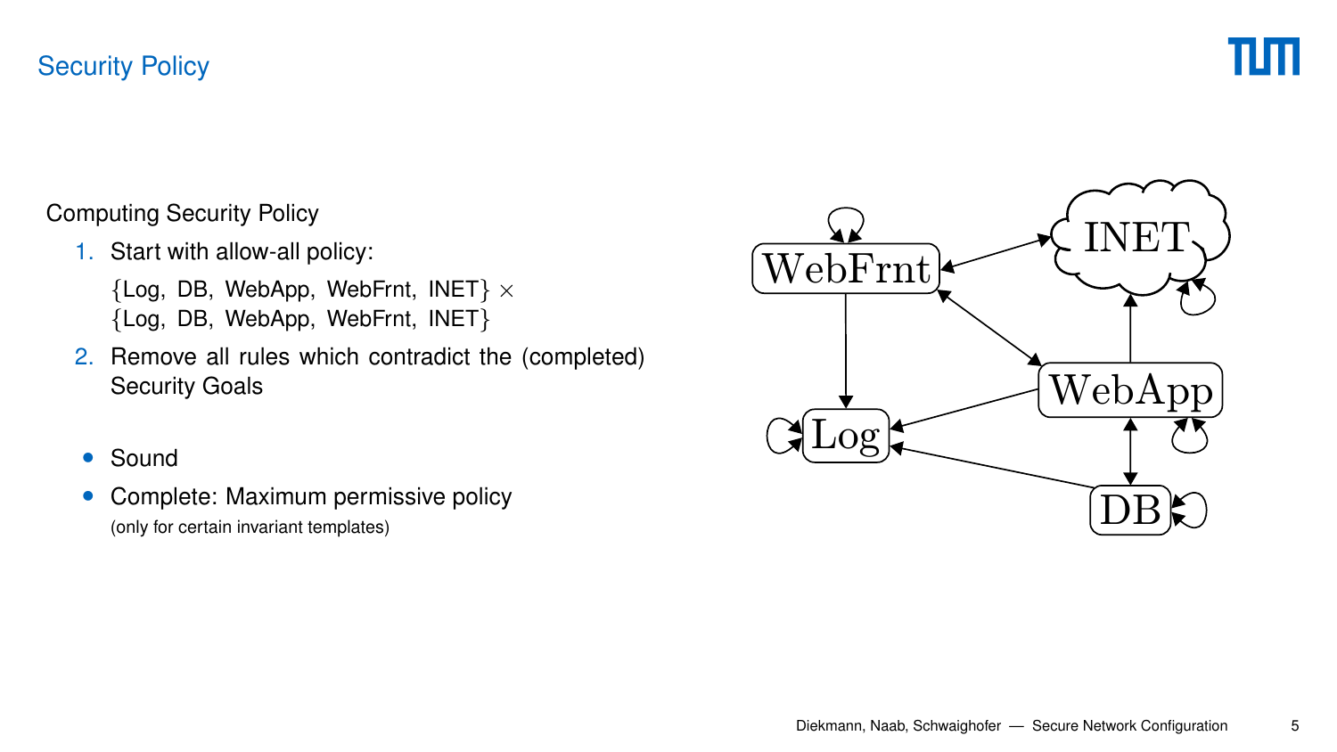# Security Policy

Computing Security Policy

1. Start with allow-all policy:

   $\{$Log, DB, WebApp, WebFrnt, INET$\} \times$
   $\{$Log, DB, WebApp, WebFrnt, INET$\}$

2. Remove all rules which contradict the (completed) Security Goals

- Sound
- Complete: Maximum permissive policy
  (only for certain invariant templates)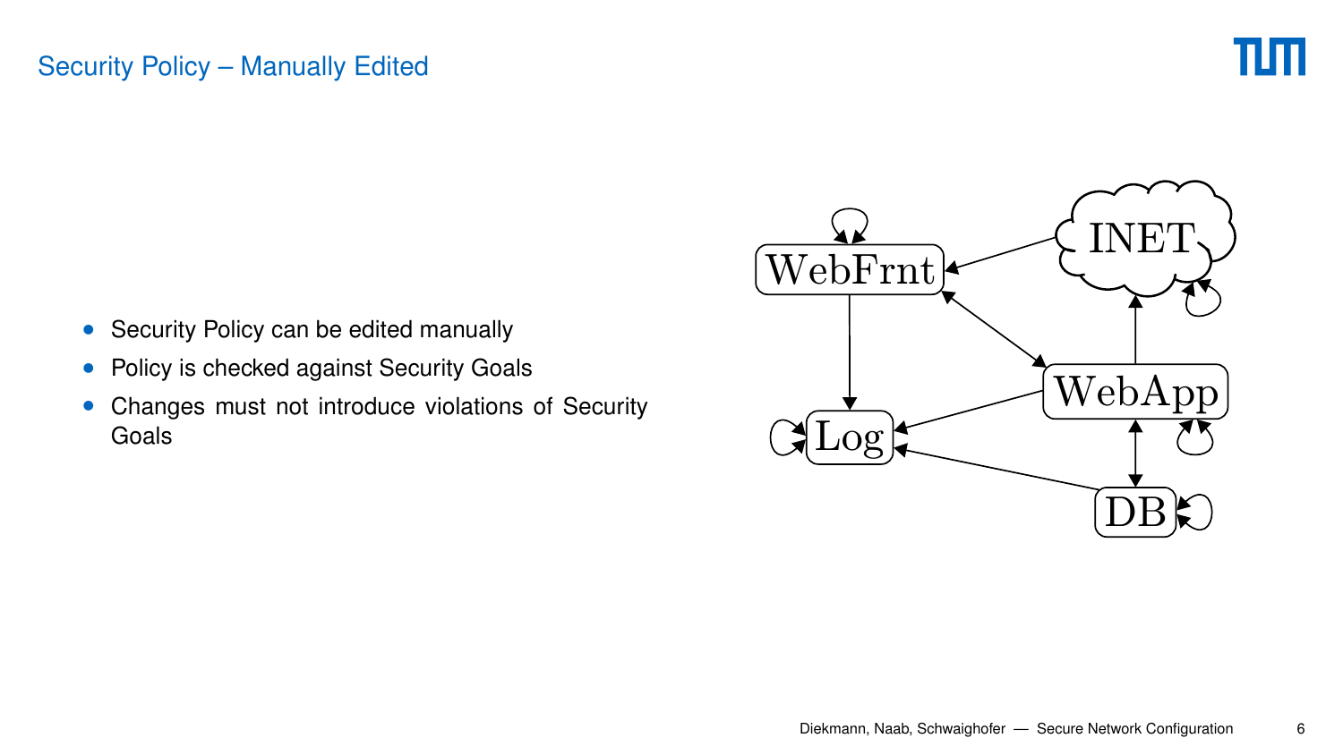# Security Policy – Manually Edited

- Security Policy can be edited manually
- Policy is checked against Security Goals
- Changes must not introduce violations of Security Goals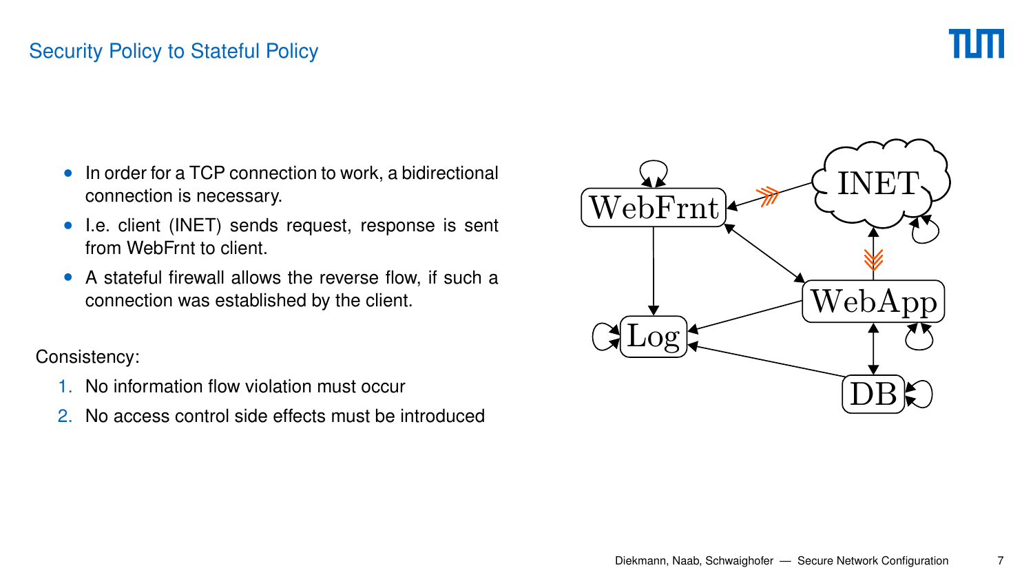## Security Policy to Stateful Policy

- In order for a TCP connection to work, a bidirectional connection is necessary.
- I.e. client (INET) sends request, response is sent from WebFrnt to client.
- A stateful firewall allows the reverse flow, if such a connection was established by the client.

Consistency:

1. No information flow violation must occur
2. No access control side effects must be introduced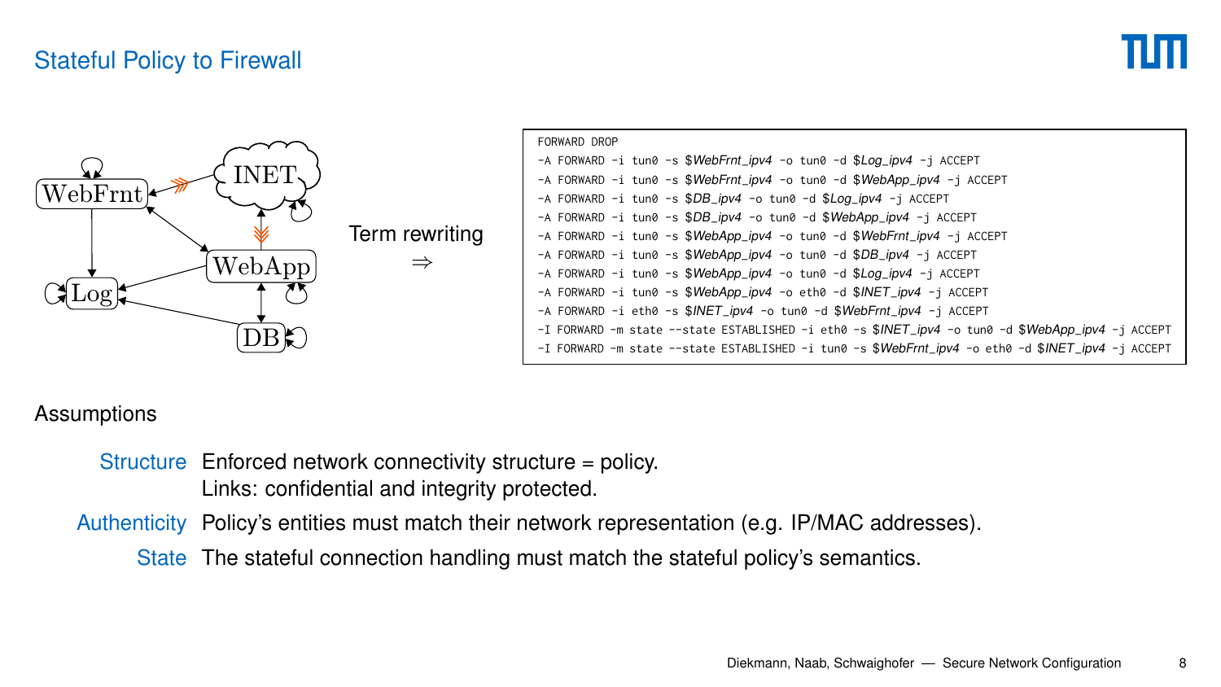# Stateful Policy to Firewall

Term rewriting
⇒

```
FORWARD DROP
-A FORWARD -i tun0 -s $WebFrnt_ipv4 -o tun0 -d $Log_ipv4 -j ACCEPT
-A FORWARD -i tun0 -s $WebFrnt_ipv4 -o tun0 -d $WebApp_ipv4 -j ACCEPT
-A FORWARD -i tun0 -s $DB_ipv4 -o tun0 -d $Log_ipv4 -j ACCEPT
-A FORWARD -i tun0 -s $DB_ipv4 -o tun0 -d $WebApp_ipv4 -j ACCEPT
-A FORWARD -i tun0 -s $WebApp_ipv4 -o tun0 -d $WebFrnt_ipv4 -j ACCEPT
-A FORWARD -i tun0 -s $WebApp_ipv4 -o tun0 -d $DB_ipv4 -j ACCEPT
-A FORWARD -i tun0 -s $WebApp_ipv4 -o tun0 -d $Log_ipv4 -j ACCEPT
-A FORWARD -i tun0 -s $WebApp_ipv4 -o eth0 -d $INET_ipv4 -j ACCEPT
-A FORWARD -i eth0 -s $INET_ipv4 -o tun0 -d $WebFrnt_ipv4 -j ACCEPT
-I FORWARD -m state --state ESTABLISHED -i eth0 -s $INET_ipv4 -o tun0 -d $WebApp_ipv4 -j ACCEPT
-I FORWARD -m state --state ESTABLISHED -i tun0 -s $WebFrnt_ipv4 -o eth0 -d $INET_ipv4 -j ACCEPT
```

## Assumptions

- **Structure** Enforced network connectivity structure = policy. Links: confidential and integrity protected.
- **Authenticity** Policy's entities must match their network representation (e.g. IP/MAC addresses).
- **State** The stateful connection handling must match the stateful policy's semantics.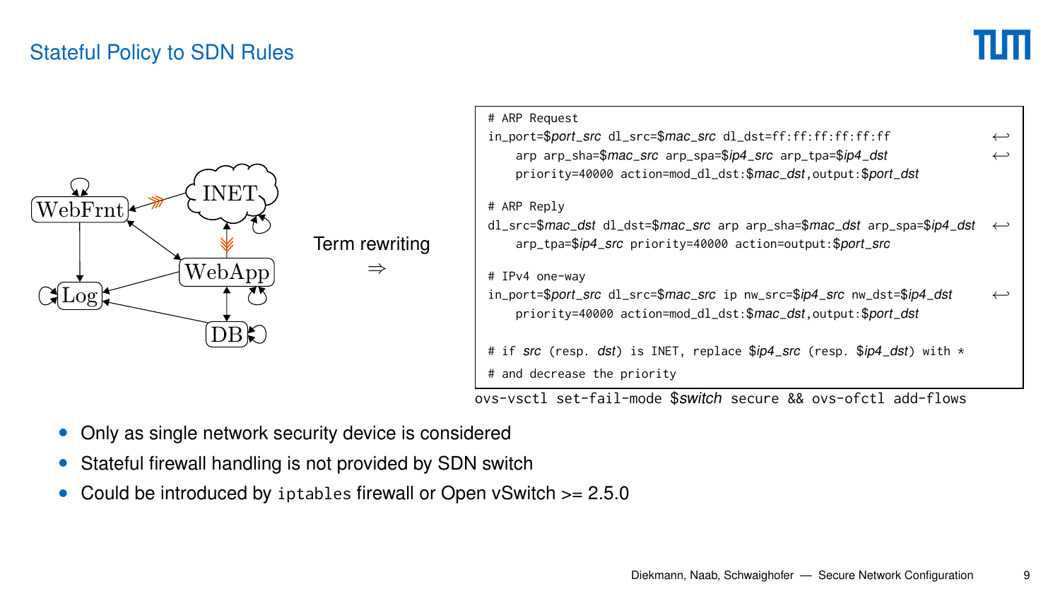## Stateful Policy to SDN Rules

WebFrnt, INET, WebApp, Log, DB

Term rewriting
⇒

```
# ARP Request
in_port=$port_src dl_src=$mac_src dl_dst=ff:ff:ff:ff:ff:ff ↩
    arp arp_sha=$mac_src arp_spa=$ip4_src arp_tpa=$ip4_dst ↩
    priority=40000 action=mod_dl_dst:$mac_dst,output:$port_dst

# ARP Reply
dl_src=$mac_dst dl_dst=$mac_src arp arp_sha=$mac_dst arp_spa=$ip4_dst ↩
    arp_tpa=$ip4_src priority=40000 action=output:$port_src

# IPv4 one-way
in_port=$port_src dl_src=$mac_src ip nw_src=$ip4_src nw_dst=$ip4_dst ↩
    priority=40000 action=mod_dl_dst:$mac_dst,output:$port_dst

# if src (resp. dst) is INET, replace $ip4_src (resp. $ip4_dst) with *
# and decrease the priority
```

```
ovs-vsctl set-fail-mode $switch secure && ovs-ofctl add-flows
```

- Only as single network security device is considered
- Stateful firewall handling is not provided by SDN switch
- Could be introduced by `iptables` firewall or Open vSwitch >= 2.5.0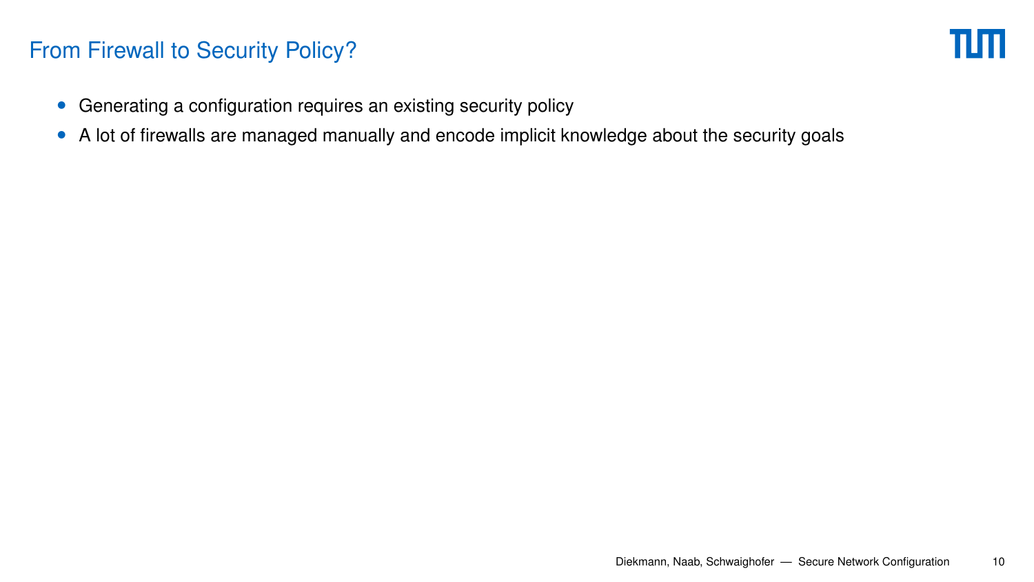# From Firewall to Security Policy?

- Generating a configuration requires an existing security policy
- A lot of firewalls are managed manually and encode implicit knowledge about the security goals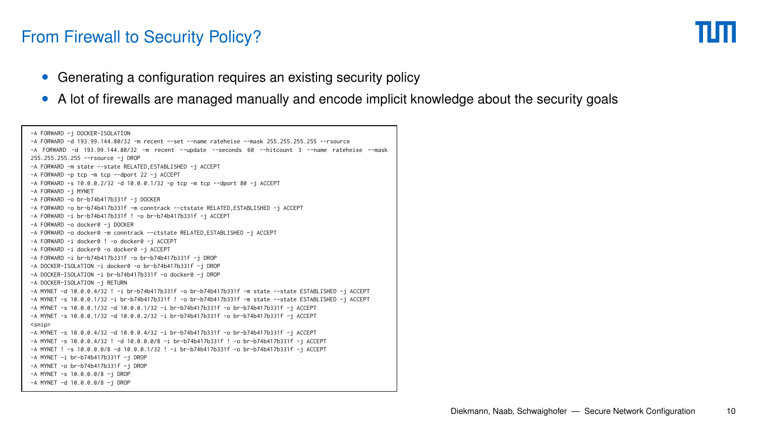# From Firewall to Security Policy?

- Generating a configuration requires an existing security policy
- A lot of firewalls are managed manually and encode implicit knowledge about the security goals

```
-A FORWARD -j DOCKER-ISOLATION
-A FORWARD -d 193.99.144.80/32 -m recent --set --name rateheise --mask 255.255.255.255 --rsource
-A FORWARD -d 193.99.144.80/32 -m recent --update --seconds 60 --hitcount 3 --name rateheise --mask
255.255.255.255 --rsource -j DROP
-A FORWARD -m state --state RELATED,ESTABLISHED -j ACCEPT
-A FORWARD -p tcp -m tcp --dport 22 -j ACCEPT
-A FORWARD -s 10.0.0.2/32 -d 10.0.0.1/32 -p tcp -m tcp --dport 80 -j ACCEPT
-A FORWARD -j MYNET
-A FORWARD -o br-b74b417b331f -j DOCKER
-A FORWARD -o br-b74b417b331f -m conntrack --ctstate RELATED,ESTABLISHED -j ACCEPT
-A FORWARD -i br-b74b417b331f ! -o br-b74b417b331f -j ACCEPT
-A FORWARD -o docker0 -j DOCKER
-A FORWARD -o docker0 -m conntrack --ctstate RELATED,ESTABLISHED -j ACCEPT
-A FORWARD -i docker0 ! -o docker0 -j ACCEPT
-A FORWARD -i docker0 -o docker0 -j ACCEPT
-A FORWARD -i br-b74b417b331f -o br-b74b417b331f -j DROP
-A DOCKER-ISOLATION -i docker0 -o br-b74b417b331f -j DROP
-A DOCKER-ISOLATION -i br-b74b417b331f -o docker0 -j DROP
-A DOCKER-ISOLATION -j RETURN
-A MYNET -d 10.0.0.4/32 ! -i br-b74b417b331f -o br-b74b417b331f -m state --state ESTABLISHED -j ACCEPT
-A MYNET -s 10.0.0.1/32 -i br-b74b417b331f ! -o br-b74b417b331f -m state --state ESTABLISHED -j ACCEPT
-A MYNET -s 10.0.0.1/32 -d 10.0.0.1/32 -i br-b74b417b331f -o br-b74b417b331f -j ACCEPT
-A MYNET -s 10.0.0.1/32 -d 10.0.0.2/32 -i br-b74b417b331f -o br-b74b417b331f -j ACCEPT
<snip>
-A MYNET -s 10.0.0.4/32 -d 10.0.0.4/32 -i br-b74b417b331f -o br-b74b417b331f -j ACCEPT
-A MYNET -s 10.0.0.4/32 ! -d 10.0.0.0/8 -i br-b74b417b331f ! -o br-b74b417b331f -j ACCEPT
-A MYNET ! -s 10.0.0.0/8 -d 10.0.0.1/32 ! -i br-b74b417b331f -o br-b74b417b331f -j ACCEPT
-A MYNET -i br-b74b417b331f -j DROP
-A MYNET -o br-b74b417b331f -j DROP
-A MYNET -s 10.0.0.0/8 -j DROP
-A MYNET -d 10.0.0.0/8 -j DROP
```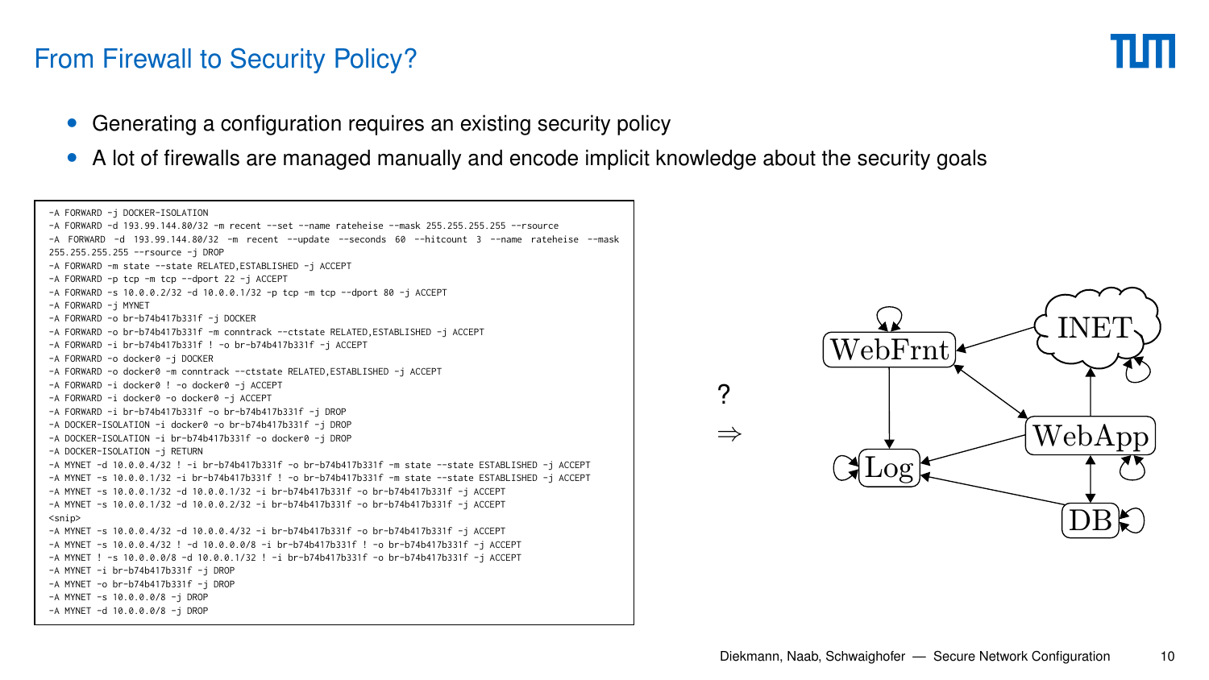# From Firewall to Security Policy?

- Generating a configuration requires an existing security policy
- A lot of firewalls are managed manually and encode implicit knowledge about the security goals

```
-A FORWARD -j DOCKER-ISOLATION
-A FORWARD -d 193.99.144.80/32 -m recent --set --name rateheise --mask 255.255.255.255 --rsource
-A FORWARD -d 193.99.144.80/32 -m recent --update --seconds 60 --hitcount 3 --name rateheise --mask
255.255.255.255 --rsource -j DROP
-A FORWARD -m state --state RELATED,ESTABLISHED -j ACCEPT
-A FORWARD -p tcp -m tcp --dport 22 -j ACCEPT
-A FORWARD -s 10.0.0.2/32 -d 10.0.0.1/32 -p tcp -m tcp --dport 80 -j ACCEPT
-A FORWARD -j MYNET
-A FORWARD -o br-b74b417b331f -j DOCKER
-A FORWARD -o br-b74b417b331f -m conntrack --ctstate RELATED,ESTABLISHED -j ACCEPT
-A FORWARD -i br-b74b417b331f ! -o br-b74b417b331f -j ACCEPT
-A FORWARD -o docker0 -j DOCKER
-A FORWARD -o docker0 -m conntrack --ctstate RELATED,ESTABLISHED -j ACCEPT
-A FORWARD -i docker0 ! -o docker0 -j ACCEPT
-A FORWARD -i docker0 -o docker0 -j ACCEPT
-A FORWARD -i br-b74b417b331f -o br-b74b417b331f -j DROP
-A DOCKER-ISOLATION -i docker0 -o br-b74b417b331f -j DROP
-A DOCKER-ISOLATION -i br-b74b417b331f -o docker0 -j DROP
-A DOCKER-ISOLATION -j RETURN
-A MYNET -d 10.0.0.4/32 ! -i br-b74b417b331f -o br-b74b417b331f -m state --state ESTABLISHED -j ACCEPT
-A MYNET -s 10.0.0.1/32 -i br-b74b417b331f ! -o br-b74b417b331f -m state --state ESTABLISHED -j ACCEPT
-A MYNET -s 10.0.0.1/32 -d 10.0.0.1/32 -i br-b74b417b331f -o br-b74b417b331f -j ACCEPT
-A MYNET -s 10.0.0.1/32 -d 10.0.0.2/32 -i br-b74b417b331f -o br-b74b417b331f -j ACCEPT
<snip>
-A MYNET -s 10.0.0.4/32 -d 10.0.0.4/32 -i br-b74b417b331f -o br-b74b417b331f -j ACCEPT
-A MYNET -s 10.0.0.4/32 ! -d 10.0.0.0/8 -i br-b74b417b331f ! -o br-b74b417b331f -j ACCEPT
-A MYNET ! -s 10.0.0.0/8 -d 10.0.0.1/32 ! -i br-b74b417b331f -o br-b74b417b331f -j ACCEPT
-A MYNET -i br-b74b417b331f -j DROP
-A MYNET -o br-b74b417b331f -j DROP
-A MYNET -s 10.0.0.0/8 -j DROP
-A MYNET -d 10.0.0.0/8 -j DROP
```

? $\Rightarrow$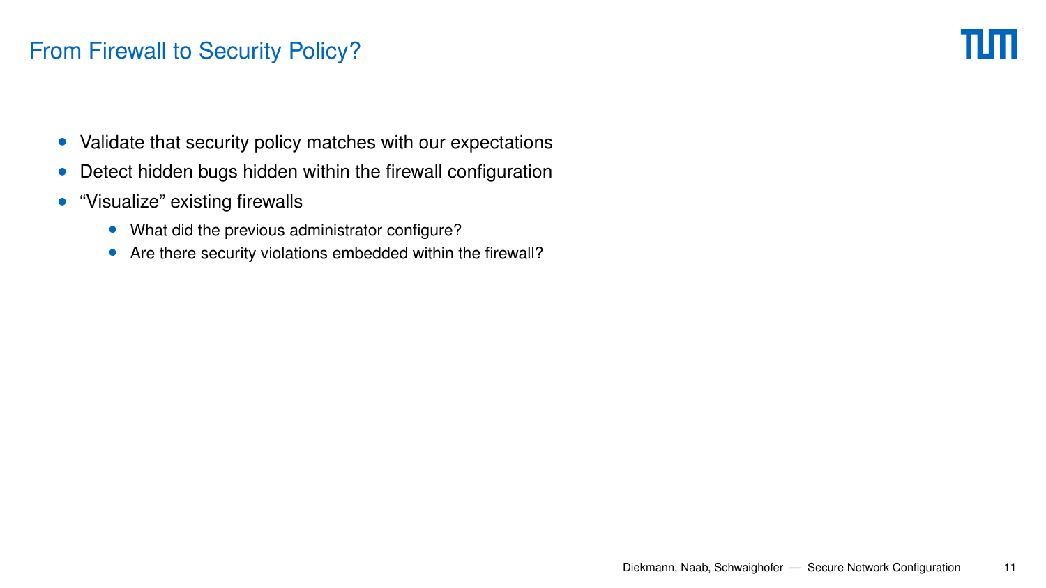## From Firewall to Security Policy?

- Validate that security policy matches with our expectations
- Detect hidden bugs hidden within the firewall configuration
- “Visualize” existing firewalls
  - What did the previous administrator configure?
  - Are there security violations embedded within the firewall?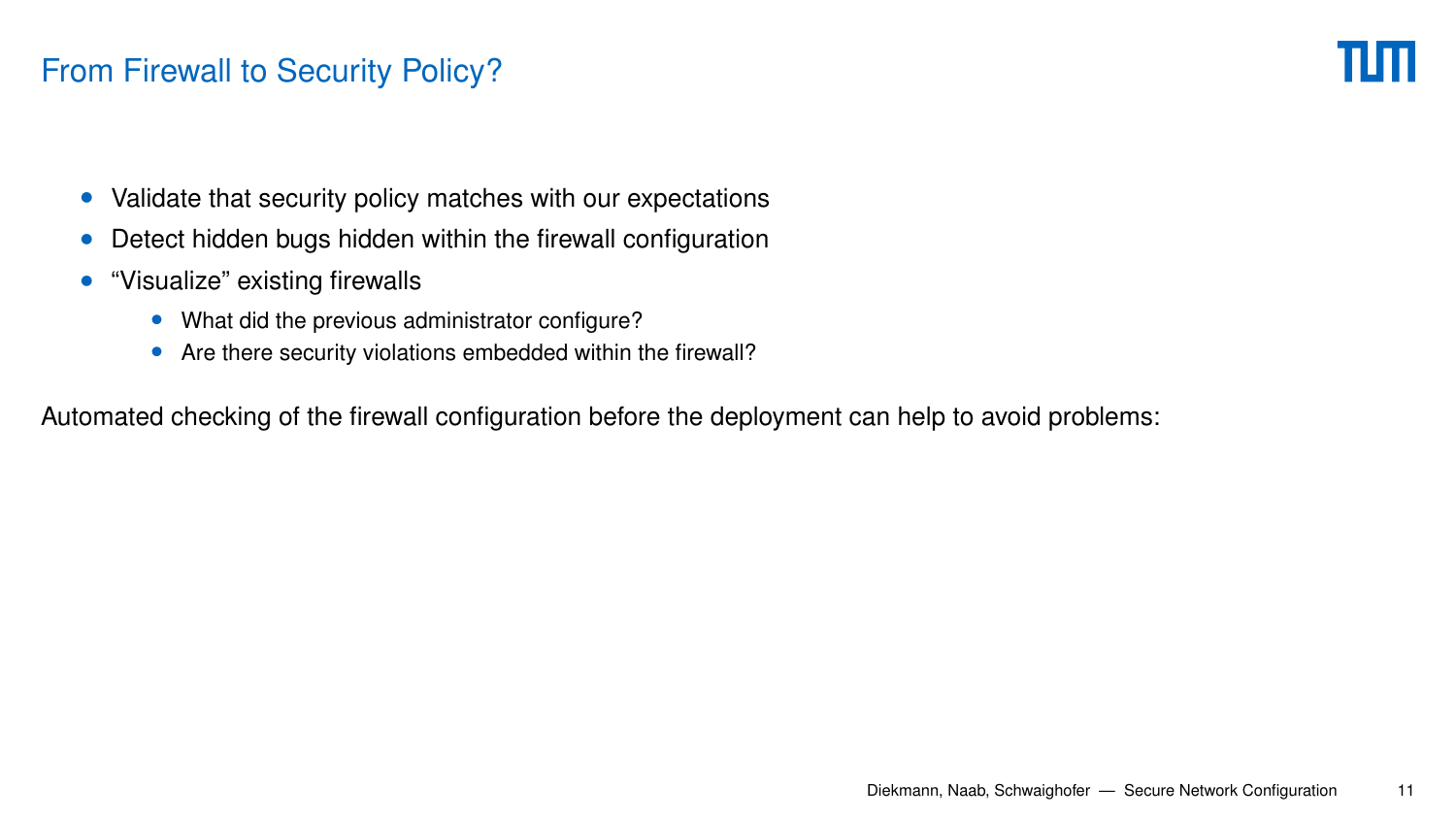# From Firewall to Security Policy?

- Validate that security policy matches with our expectations
- Detect hidden bugs hidden within the firewall configuration
- "Visualize" existing firewalls
  - What did the previous administrator configure?
  - Are there security violations embedded within the firewall?

Automated checking of the firewall configuration before the deployment can help to avoid problems: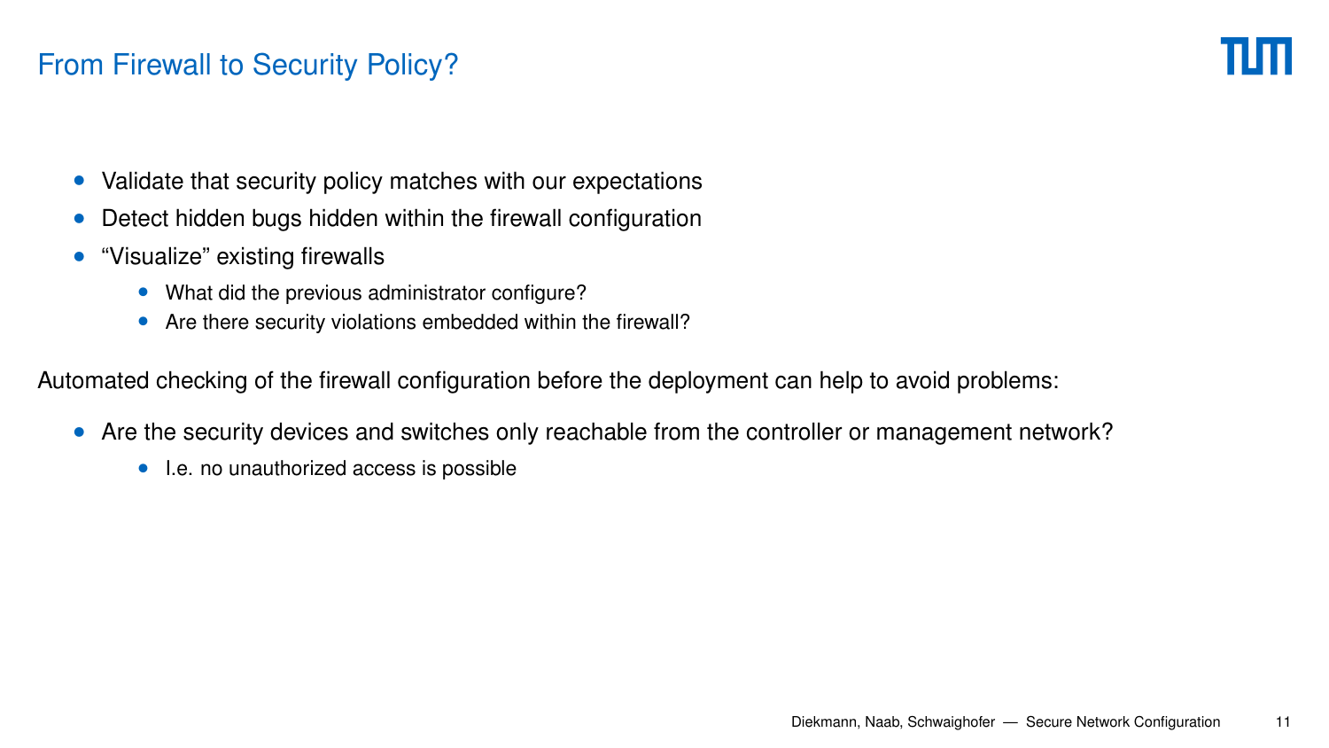# From Firewall to Security Policy?

- Validate that security policy matches with our expectations
- Detect hidden bugs hidden within the firewall configuration
- “Visualize” existing firewalls
  - What did the previous administrator configure?
  - Are there security violations embedded within the firewall?

Automated checking of the firewall configuration before the deployment can help to avoid problems:

- Are the security devices and switches only reachable from the controller or management network?
  - I.e. no unauthorized access is possible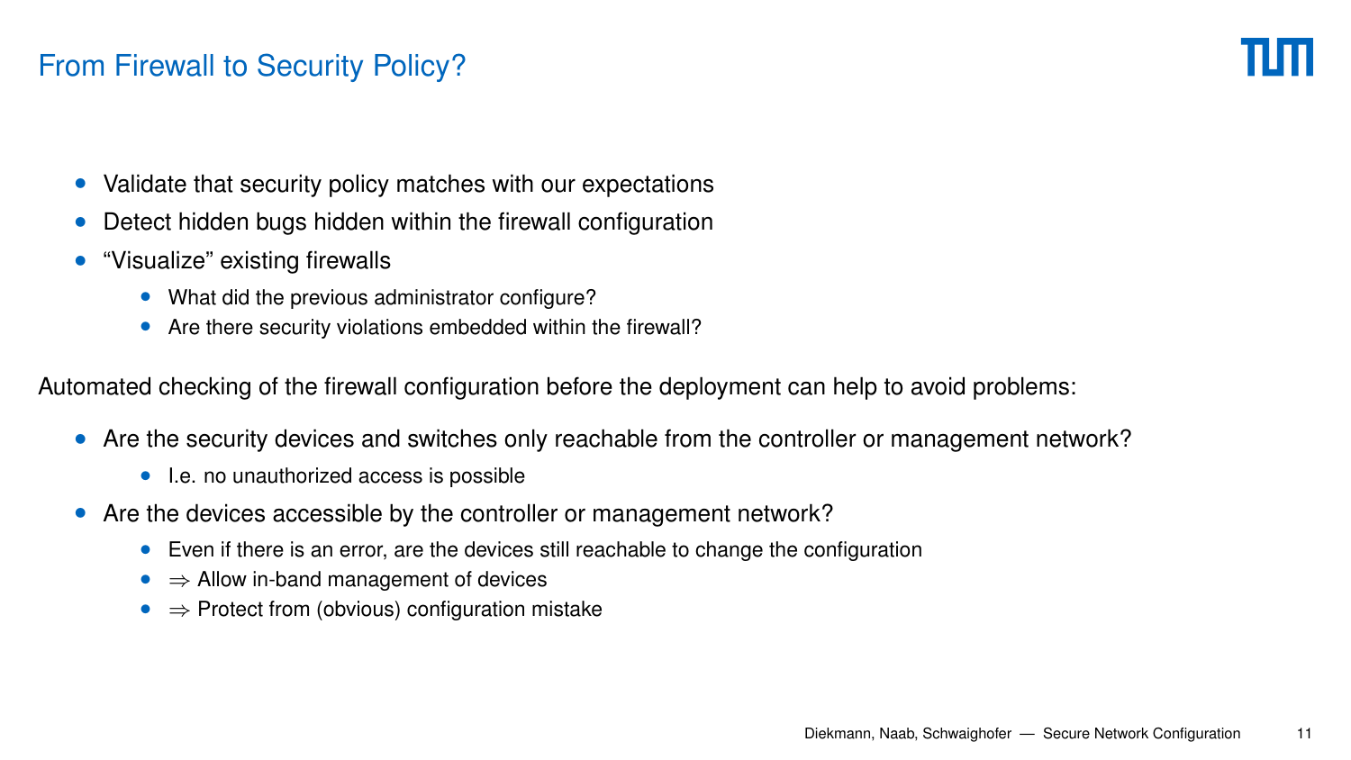# From Firewall to Security Policy?

- Validate that security policy matches with our expectations
- Detect hidden bugs hidden within the firewall configuration
- “Visualize” existing firewalls
  - What did the previous administrator configure?
  - Are there security violations embedded within the firewall?

Automated checking of the firewall configuration before the deployment can help to avoid problems:

- Are the security devices and switches only reachable from the controller or management network?
  - I.e. no unauthorized access is possible
- Are the devices accessible by the controller or management network?
  - Even if there is an error, are the devices still reachable to change the configuration
  - $\Rightarrow$ Allow in-band management of devices
  - $\Rightarrow$ Protect from (obvious) configuration mistake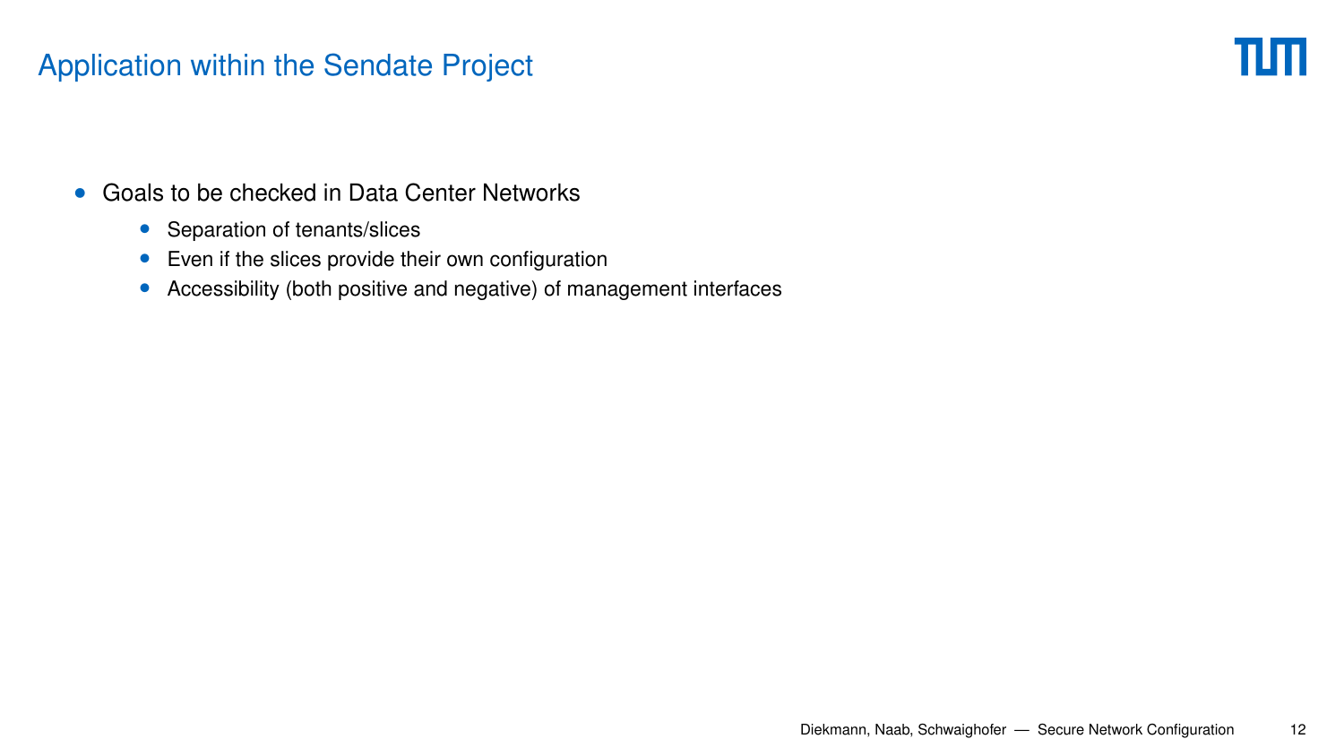# Application within the Sendate Project

- Goals to be checked in Data Center Networks
  - Separation of tenants/slices
  - Even if the slices provide their own configuration
  - Accessibility (both positive and negative) of management interfaces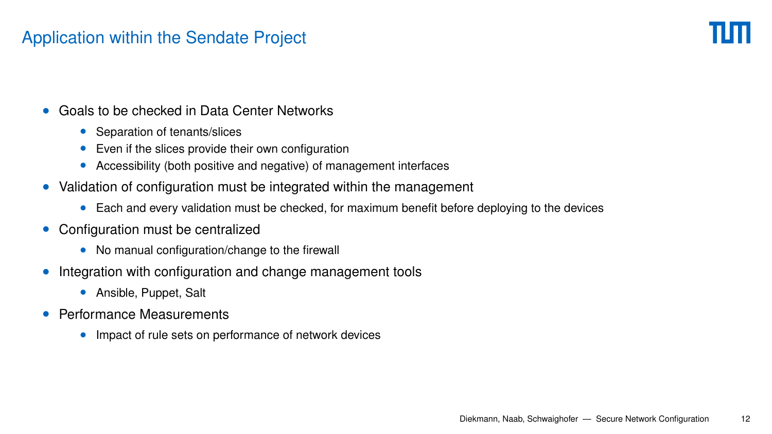# Application within the Sendate Project

- Goals to be checked in Data Center Networks
  - Separation of tenants/slices
  - Even if the slices provide their own configuration
  - Accessibility (both positive and negative) of management interfaces
- Validation of configuration must be integrated within the management
  - Each and every validation must be checked, for maximum benefit before deploying to the devices
- Configuration must be centralized
  - No manual configuration/change to the firewall
- Integration with configuration and change management tools
  - Ansible, Puppet, Salt
- Performance Measurements
  - Impact of rule sets on performance of network devices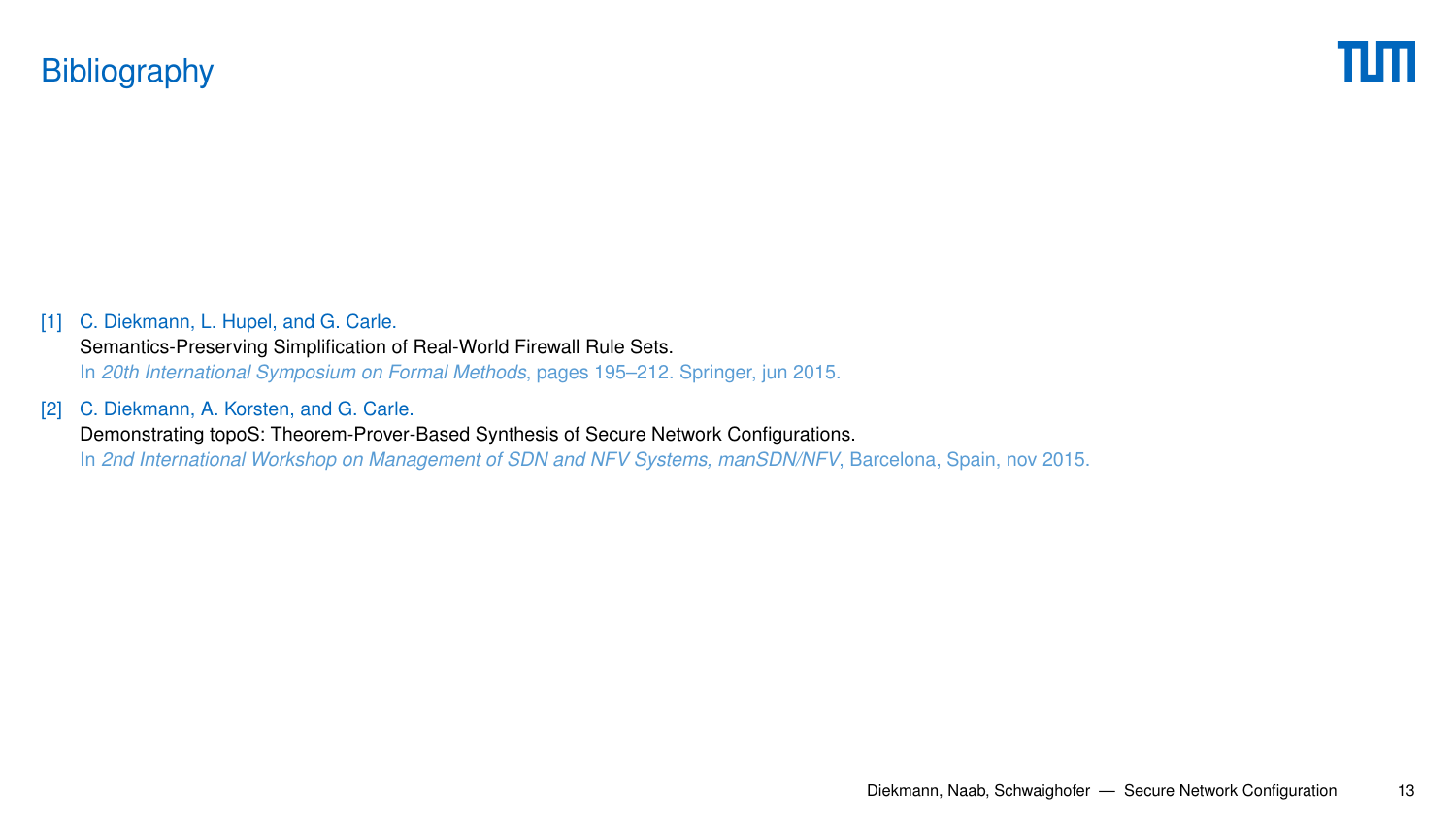# Bibliography

[1] C. Diekmann, L. Hupel, and G. Carle.
Semantics-Preserving Simplification of Real-World Firewall Rule Sets.
In *20th International Symposium on Formal Methods*, pages 195–212. Springer, jun 2015.

[2] C. Diekmann, A. Korsten, and G. Carle.
Demonstrating topoS: Theorem-Prover-Based Synthesis of Secure Network Configurations.
In *2nd International Workshop on Management of SDN and NFV Systems, manSDN/NFV*, Barcelona, Spain, nov 2015.